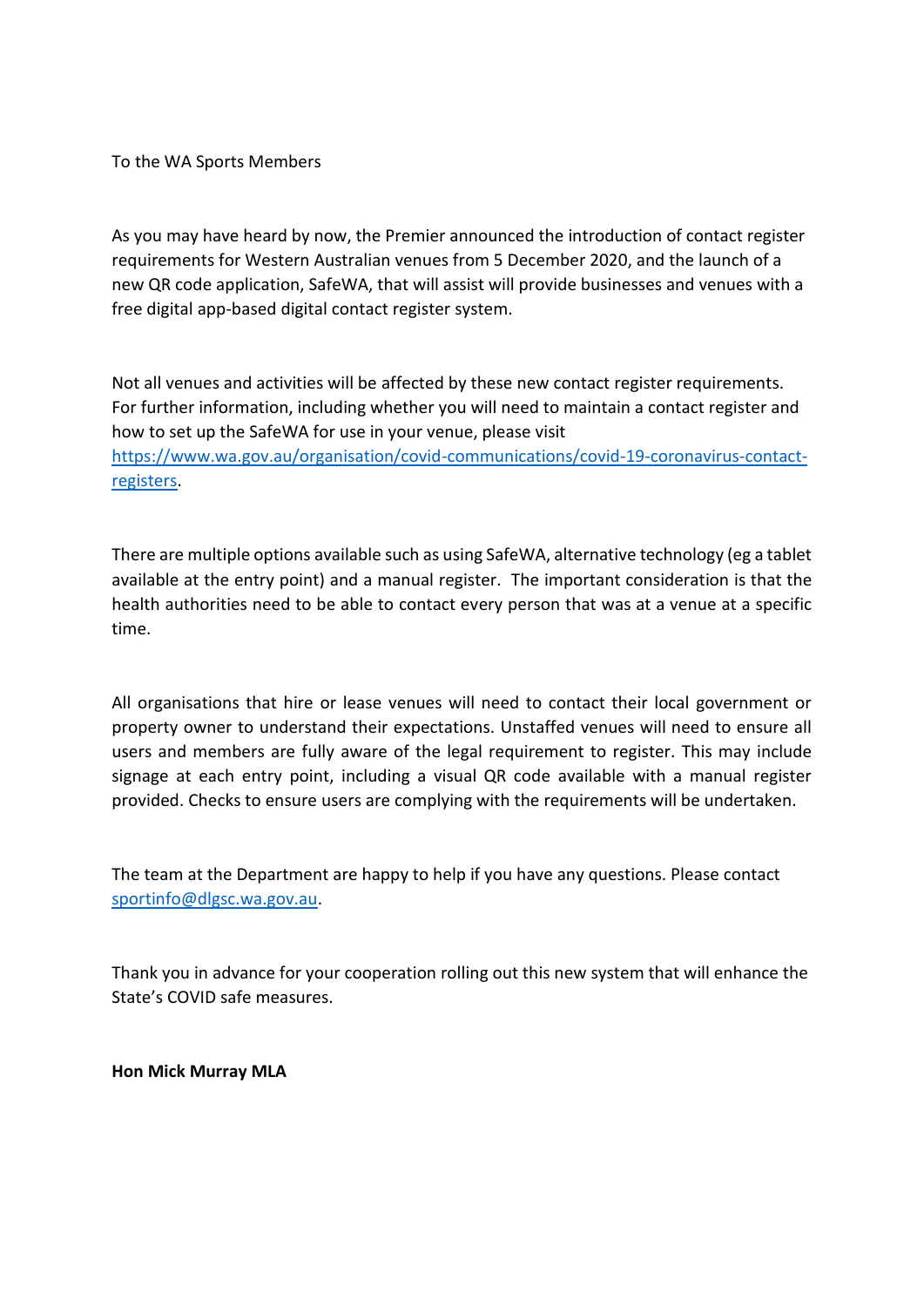To the WA Sports Members

As you may have heard by now, the Premier announced the introduction of contact register requirements for Western Australian venues from 5 December 2020, and the launch of a new QR code application, SafeWA, that will assist will provide businesses and venues with a free digital app-based digital contact register system.

Not all venues and activities will be affected by these new contact register requirements. For further information, including whether you will need to maintain a contact register and how to set up the SafeWA for use in your venue, please visit [https://www.wa.gov.au/organisation/covid-communications/covid-19-coronavirus-contact-registers](https://www.wa.gov.au/organisation/covid-communications/covid-19-coronavirus-contact-registers).

There are multiple options available such as using SafeWA, alternative technology (eg a tablet available at the entry point) and a manual register. The important consideration is that the health authorities need to be able to contact every person that was at a venue at a specific time.

All organisations that hire or lease venues will need to contact their local government or property owner to understand their expectations. Unstaffed venues will need to ensure all users and members are fully aware of the legal requirement to register. This may include signage at each entry point, including a visual QR code available with a manual register provided. Checks to ensure users are complying with the requirements will be undertaken.

The team at the Department are happy to help if you have any questions. Please contact [sportinfo@dlgsc.wa.gov.au](mailto:sportinfo@dlgsc.wa.gov.au).

Thank you in advance for your cooperation rolling out this new system that will enhance the State's COVID safe measures.

**Hon Mick Murray MLA**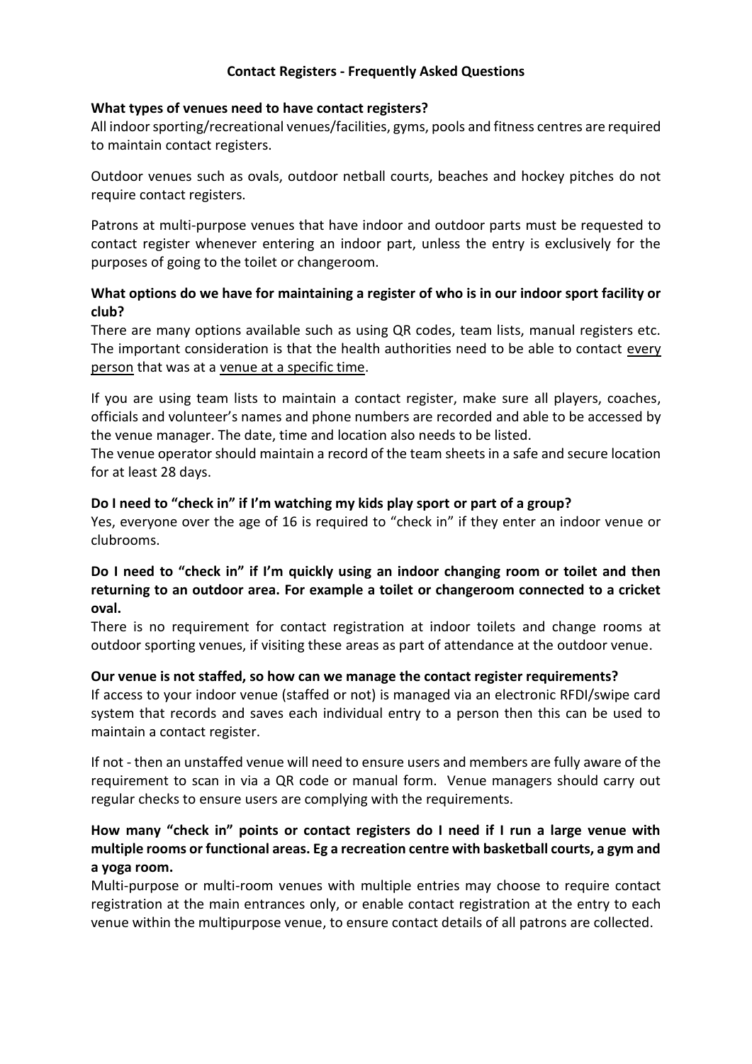## Contact Registers - Frequently Asked Questions

**What types of venues need to have contact registers?**

All indoor sporting/recreational venues/facilities, gyms, pools and fitness centres are required to maintain contact registers.

Outdoor venues such as ovals, outdoor netball courts, beaches and hockey pitches do not require contact registers.

Patrons at multi-purpose venues that have indoor and outdoor parts must be requested to contact register whenever entering an indoor part, unless the entry is exclusively for the purposes of going to the toilet or changeroom.

**What options do we have for maintaining a register of who is in our indoor sport facility or club?**

There are many options available such as using QR codes, team lists, manual registers etc. The important consideration is that the health authorities need to be able to contact <u>every person</u> that was at a <u>venue at a specific time</u>.

If you are using team lists to maintain a contact register, make sure all players, coaches, officials and volunteer's names and phone numbers are recorded and able to be accessed by the venue manager. The date, time and location also needs to be listed.

The venue operator should maintain a record of the team sheets in a safe and secure location for at least 28 days.

**Do I need to "check in" if I'm watching my kids play sport or part of a group?**

Yes, everyone over the age of 16 is required to "check in" if they enter an indoor venue or clubrooms.

**Do I need to "check in" if I'm quickly using an indoor changing room or toilet and then returning to an outdoor area. For example a toilet or changeroom connected to a cricket oval.**

There is no requirement for contact registration at indoor toilets and change rooms at outdoor sporting venues, if visiting these areas as part of attendance at the outdoor venue.

**Our venue is not staffed, so how can we manage the contact register requirements?**

If access to your indoor venue (staffed or not) is managed via an electronic RFDI/swipe card system that records and saves each individual entry to a person then this can be used to maintain a contact register.

If not - then an unstaffed venue will need to ensure users and members are fully aware of the requirement to scan in via a QR code or manual form. Venue managers should carry out regular checks to ensure users are complying with the requirements.

**How many "check in" points or contact registers do I need if I run a large venue with multiple rooms or functional areas. Eg a recreation centre with basketball courts, a gym and a yoga room.**

Multi-purpose or multi-room venues with multiple entries may choose to require contact registration at the main entrances only, or enable contact registration at the entry to each venue within the multipurpose venue, to ensure contact details of all patrons are collected.